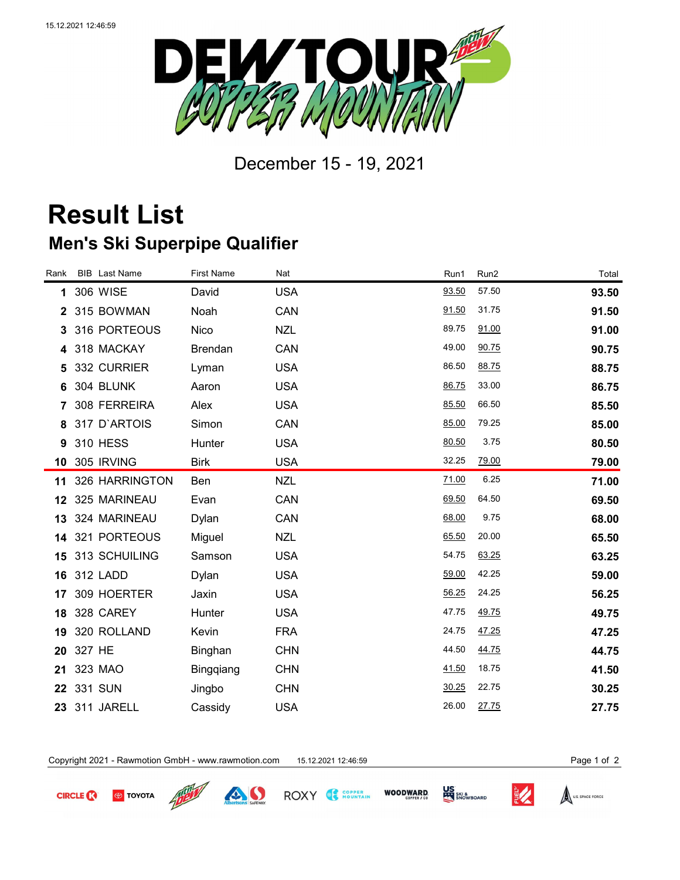December 15 - 19, 2021

# Result List

## Men's Ski Superpipe Qualifier

| Rank | BIB | Last Name | First Name | Nat | Run1 | Run2 | Total |
|---|---|---|---|---|---|---|---|
| 1 | 306 | WISE | David | USA | 93.50 | 57.50 | **93.50** |
| 2 | 315 | BOWMAN | Noah | CAN | 91.50 | 31.75 | **91.50** |
| 3 | 316 | PORTEOUS | Nico | NZL | 89.75 | 91.00 | **91.00** |
| 4 | 318 | MACKAY | Brendan | CAN | 49.00 | 90.75 | **90.75** |
| 5 | 332 | CURRIER | Lyman | USA | 86.50 | 88.75 | **88.75** |
| 6 | 304 | BLUNK | Aaron | USA | 86.75 | 33.00 | **86.75** |
| 7 | 308 | FERREIRA | Alex | USA | 85.50 | 66.50 | **85.50** |
| 8 | 317 | D`ARTOIS | Simon | CAN | 85.00 | 79.25 | **85.00** |
| 9 | 310 | HESS | Hunter | USA | 80.50 | 3.75 | **80.50** |
| 10 | 305 | IRVING | Birk | USA | 32.25 | 79.00 | **79.00** |
| 11 | 326 | HARRINGTON | Ben | NZL | 71.00 | 6.25 | **71.00** |
| 12 | 325 | MARINEAU | Evan | CAN | 69.50 | 64.50 | **69.50** |
| 13 | 324 | MARINEAU | Dylan | CAN | 68.00 | 9.75 | **68.00** |
| 14 | 321 | PORTEOUS | Miguel | NZL | 65.50 | 20.00 | **65.50** |
| 15 | 313 | SCHUILING | Samson | USA | 54.75 | 63.25 | **63.25** |
| 16 | 312 | LADD | Dylan | USA | 59.00 | 42.25 | **59.00** |
| 17 | 309 | HOERTER | Jaxin | USA | 56.25 | 24.25 | **56.25** |
| 18 | 328 | CAREY | Hunter | USA | 47.75 | 49.75 | **49.75** |
| 19 | 320 | ROLLAND | Kevin | FRA | 24.75 | 47.25 | **47.25** |
| 20 | 327 | HE | Binghan | CHN | 44.50 | 44.75 | **44.75** |
| 21 | 323 | MAO | Bingqiang | CHN | 41.50 | 18.75 | **41.50** |
| 22 | 331 | SUN | Jingbo | CHN | 30.25 | 22.75 | **30.25** |
| 23 | 311 | JARELL | Cassidy | USA | 26.00 | 27.75 | **27.75** |

Copyright 2021 - Rawmotion GmbH - www.rawmotion.com 15.12.2021 12:46:59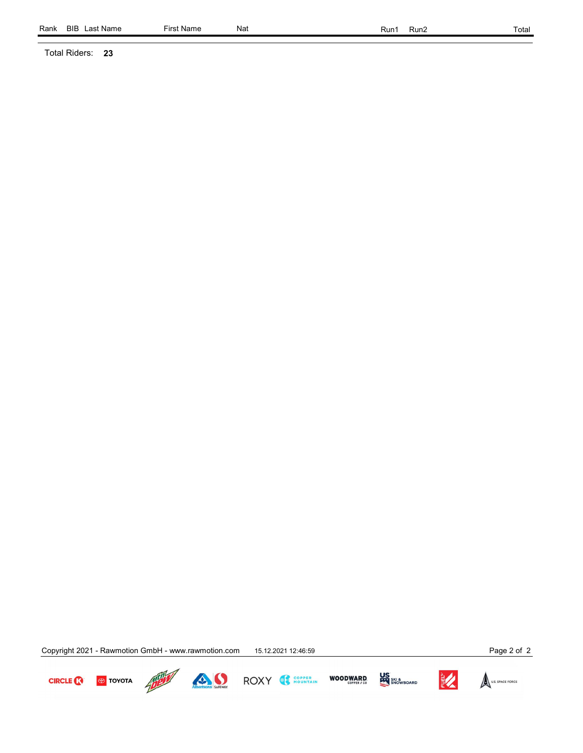| Rank | BIB | Last Name | First Name | Nat | Run1 | Run2 | Total |
| --- | --- | --- | --- | --- | --- | --- | --- |

Total Riders: **23**

Copyright 2021 - Rawmotion GmbH - www.rawmotion.com 15.12.2021 12:46:59